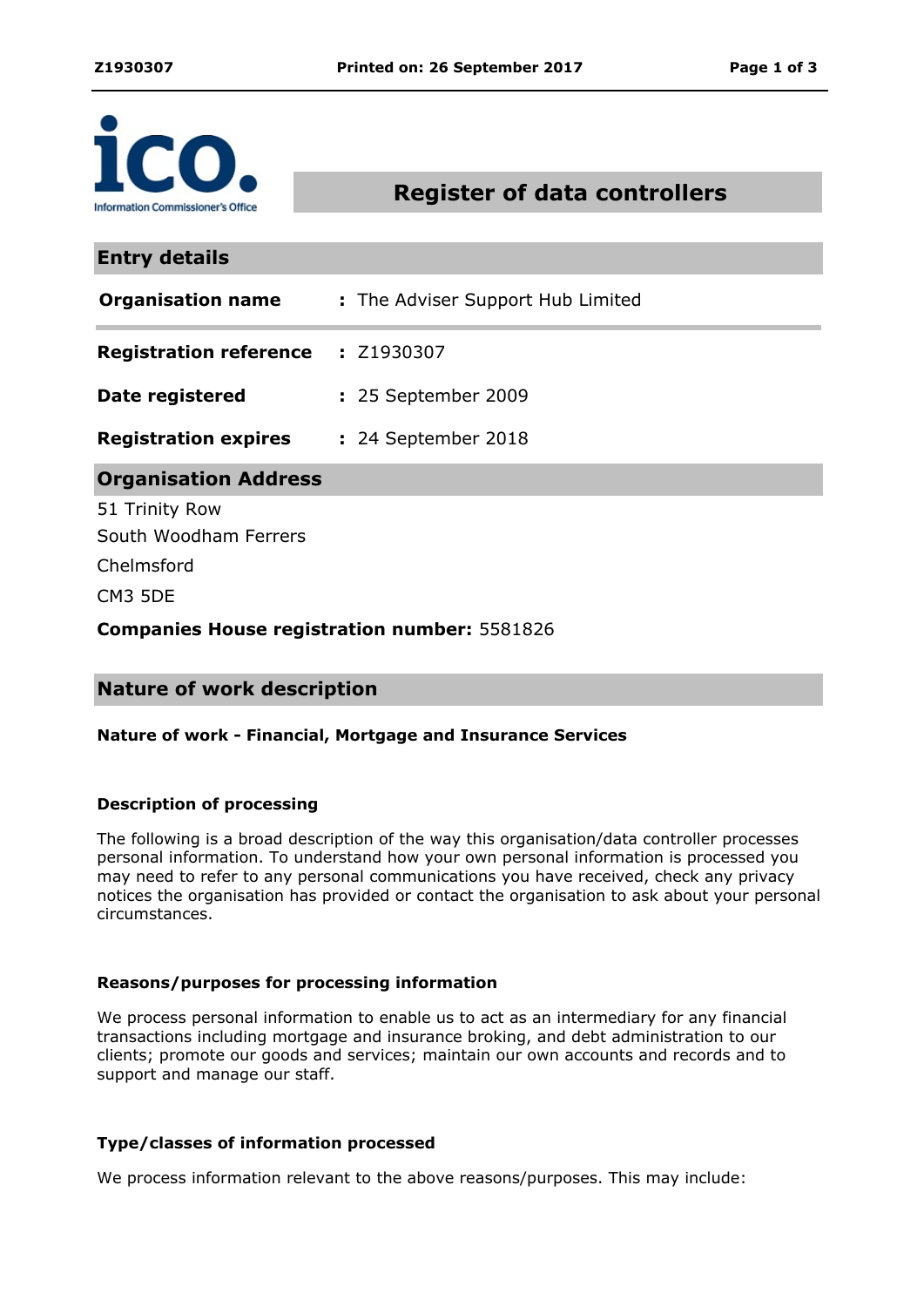# Register of data controllers

## Entry details

| | |
|---|---|
| **Organisation name** | : The Adviser Support Hub Limited |
| **Registration reference** | : Z1930307 |
| **Date registered** | : 25 September 2009 |
| **Registration expires** | : 24 September 2018 |

## Organisation Address

51 Trinity Row
South Woodham Ferrers
Chelmsford
CM3 5DE

**Companies House registration number:** 5581826

## Nature of work description

**Nature of work - Financial, Mortgage and Insurance Services**

### Description of processing

The following is a broad description of the way this organisation/data controller processes personal information. To understand how your own personal information is processed you may need to refer to any personal communications you have received, check any privacy notices the organisation has provided or contact the organisation to ask about your personal circumstances.

### Reasons/purposes for processing information

We process personal information to enable us to act as an intermediary for any financial transactions including mortgage and insurance broking, and debt administration to our clients; promote our goods and services; maintain our own accounts and records and to support and manage our staff.

### Type/classes of information processed

We process information relevant to the above reasons/purposes. This may include: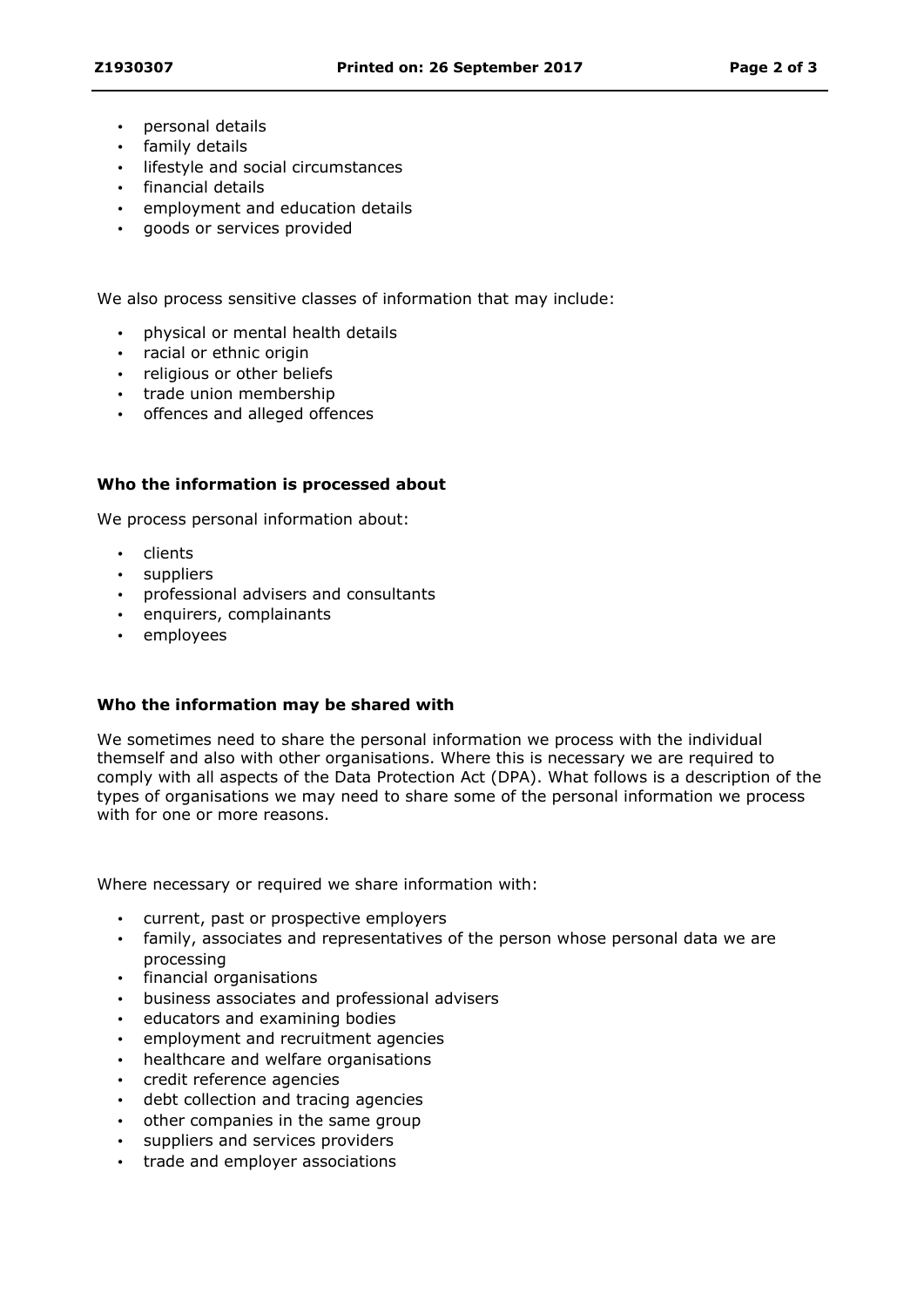- personal details
- family details
- lifestyle and social circumstances
- financial details
- employment and education details
- goods or services provided

We also process sensitive classes of information that may include:

- physical or mental health details
- racial or ethnic origin
- religious or other beliefs
- trade union membership
- offences and alleged offences

**Who the information is processed about**

We process personal information about:

- clients
- suppliers
- professional advisers and consultants
- enquirers, complainants
- employees

**Who the information may be shared with**

We sometimes need to share the personal information we process with the individual themself and also with other organisations. Where this is necessary we are required to comply with all aspects of the Data Protection Act (DPA). What follows is a description of the types of organisations we may need to share some of the personal information we process with for one or more reasons.

Where necessary or required we share information with:

- current, past or prospective employers
- family, associates and representatives of the person whose personal data we are processing
- financial organisations
- business associates and professional advisers
- educators and examining bodies
- employment and recruitment agencies
- healthcare and welfare organisations
- credit reference agencies
- debt collection and tracing agencies
- other companies in the same group
- suppliers and services providers
- trade and employer associations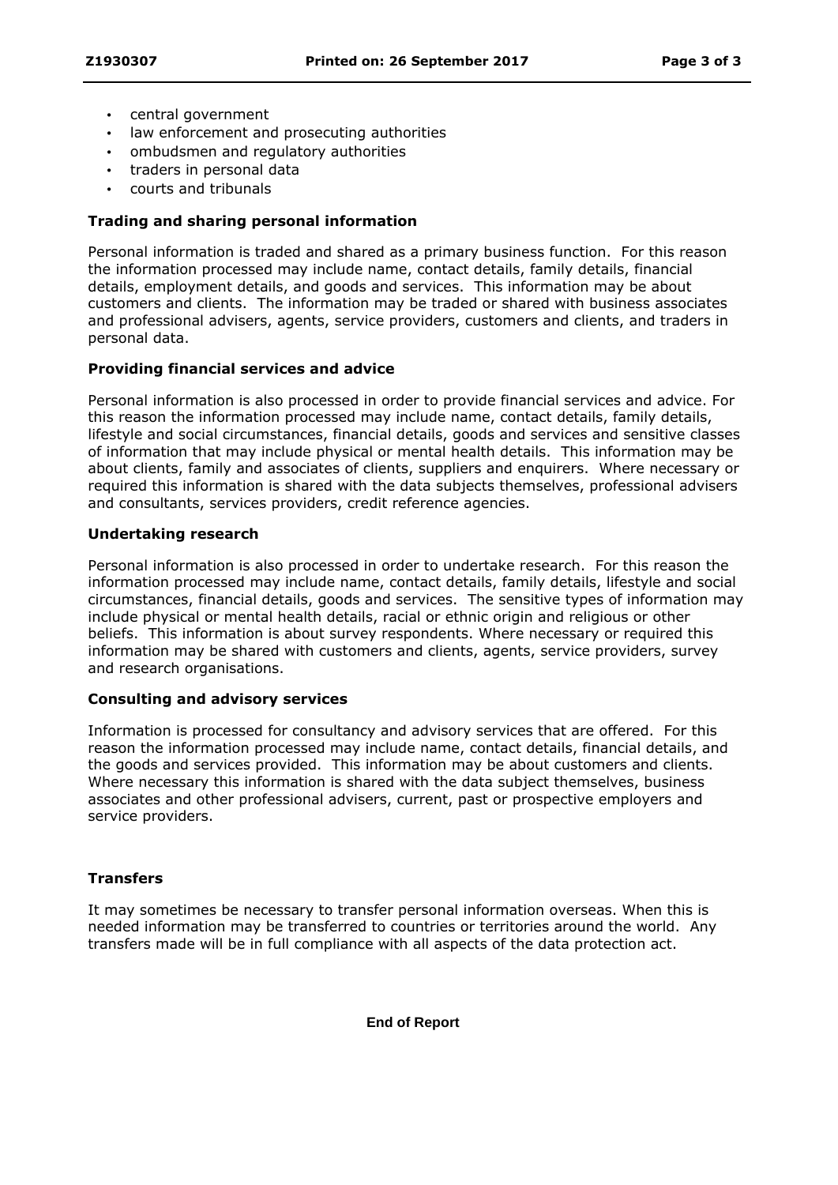- central government
- law enforcement and prosecuting authorities
- ombudsmen and regulatory authorities
- traders in personal data
- courts and tribunals

**Trading and sharing personal information**

Personal information is traded and shared as a primary business function. For this reason the information processed may include name, contact details, family details, financial details, employment details, and goods and services. This information may be about customers and clients. The information may be traded or shared with business associates and professional advisers, agents, service providers, customers and clients, and traders in personal data.

**Providing financial services and advice**

Personal information is also processed in order to provide financial services and advice. For this reason the information processed may include name, contact details, family details, lifestyle and social circumstances, financial details, goods and services and sensitive classes of information that may include physical or mental health details. This information may be about clients, family and associates of clients, suppliers and enquirers. Where necessary or required this information is shared with the data subjects themselves, professional advisers and consultants, services providers, credit reference agencies.

**Undertaking research**

Personal information is also processed in order to undertake research. For this reason the information processed may include name, contact details, family details, lifestyle and social circumstances, financial details, goods and services. The sensitive types of information may include physical or mental health details, racial or ethnic origin and religious or other beliefs. This information is about survey respondents. Where necessary or required this information may be shared with customers and clients, agents, service providers, survey and research organisations.

**Consulting and advisory services**

Information is processed for consultancy and advisory services that are offered. For this reason the information processed may include name, contact details, financial details, and the goods and services provided. This information may be about customers and clients. Where necessary this information is shared with the data subject themselves, business associates and other professional advisers, current, past or prospective employers and service providers.

**Transfers**

It may sometimes be necessary to transfer personal information overseas. When this is needed information may be transferred to countries or territories around the world. Any transfers made will be in full compliance with all aspects of the data protection act.

**End of Report**